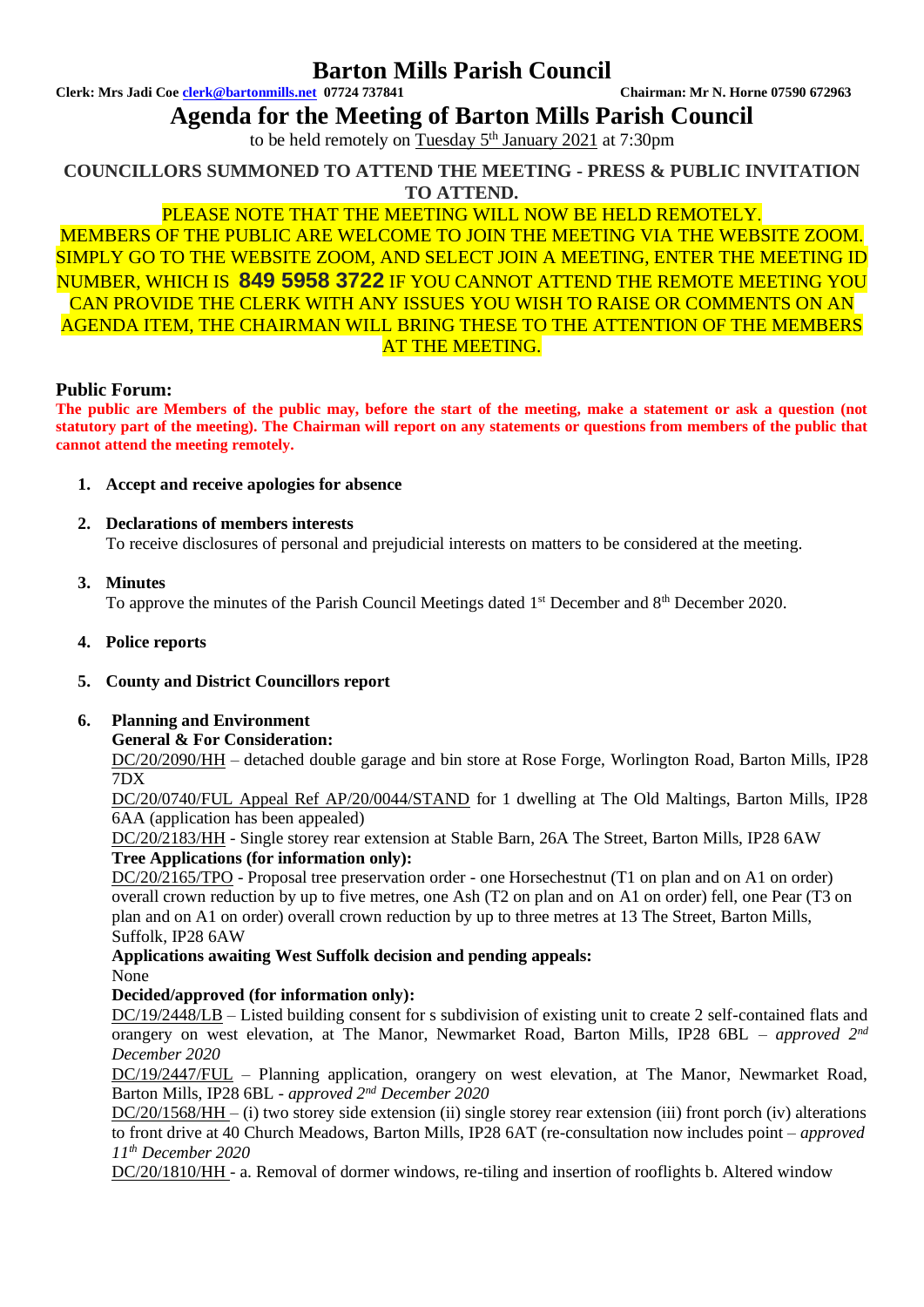# Barton Mills Parish Council

**Clerk: Mrs Jadi Coe clerk@bartonmills.net 07724 737841** **Chairman: Mr N. Horne 07590 672963**

## Agenda for the Meeting of Barton Mills Parish Council

to be held remotely on Tuesday 5th January 2021 at 7:30pm

**COUNCILLORS SUMMONED TO ATTEND THE MEETING - PRESS & PUBLIC INVITATION TO ATTEND.**

PLEASE NOTE THAT THE MEETING WILL NOW BE HELD REMOTELY. MEMBERS OF THE PUBLIC ARE WELCOME TO JOIN THE MEETING VIA THE WEBSITE ZOOM. SIMPLY GO TO THE WEBSITE ZOOM, AND SELECT JOIN A MEETING, ENTER THE MEETING ID NUMBER, WHICH IS **849 5958 3722** IF YOU CANNOT ATTEND THE REMOTE MEETING YOU CAN PROVIDE THE CLERK WITH ANY ISSUES YOU WISH TO RAISE OR COMMENTS ON AN AGENDA ITEM, THE CHAIRMAN WILL BRING THESE TO THE ATTENTION OF THE MEMBERS AT THE MEETING.

### Public Forum:

**The public are Members of the public may, before the start of the meeting, make a statement or ask a question (not statutory part of the meeting). The Chairman will report on any statements or questions from members of the public that cannot attend the meeting remotely.**

1. **Accept and receive apologies for absence**

2. **Declarations of members interests**
   To receive disclosures of personal and prejudicial interests on matters to be considered at the meeting.

3. **Minutes**
   To approve the minutes of the Parish Council Meetings dated 1st December and 8th December 2020.

4. **Police reports**

5. **County and District Councillors report**

6. **Planning and Environment**
   **General & For Consideration:**
   DC/20/2090/HH – detached double garage and bin store at Rose Forge, Worlington Road, Barton Mills, IP28 7DX
   DC/20/0740/FUL Appeal Ref AP/20/0044/STAND for 1 dwelling at The Old Maltings, Barton Mills, IP28 6AA (application has been appealed)
   DC/20/2183/HH - Single storey rear extension at Stable Barn, 26A The Street, Barton Mills, IP28 6AW
   **Tree Applications (for information only):**
   DC/20/2165/TPO - Proposal tree preservation order - one Horsechestnut (T1 on plan and on A1 on order) overall crown reduction by up to five metres, one Ash (T2 on plan and on A1 on order) fell, one Pear (T3 on plan and on A1 on order) overall crown reduction by up to three metres at 13 The Street, Barton Mills, Suffolk, IP28 6AW
   **Applications awaiting West Suffolk decision and pending appeals:**
   None
   **Decided/approved (for information only):**
   DC/19/2448/LB – Listed building consent for s subdivision of existing unit to create 2 self-contained flats and orangery on west elevation, at The Manor, Newmarket Road, Barton Mills, IP28 6BL – *approved 2nd December 2020*
   DC/19/2447/FUL – Planning application, orangery on west elevation, at The Manor, Newmarket Road, Barton Mills, IP28 6BL - *approved 2nd December 2020*
   DC/20/1568/HH – (i) two storey side extension (ii) single storey rear extension (iii) front porch (iv) alterations to front drive at 40 Church Meadows, Barton Mills, IP28 6AT (re-consultation now includes point – *approved 11th December 2020*
   DC/20/1810/HH - a. Removal of dormer windows, re-tiling and insertion of rooflights b. Altered window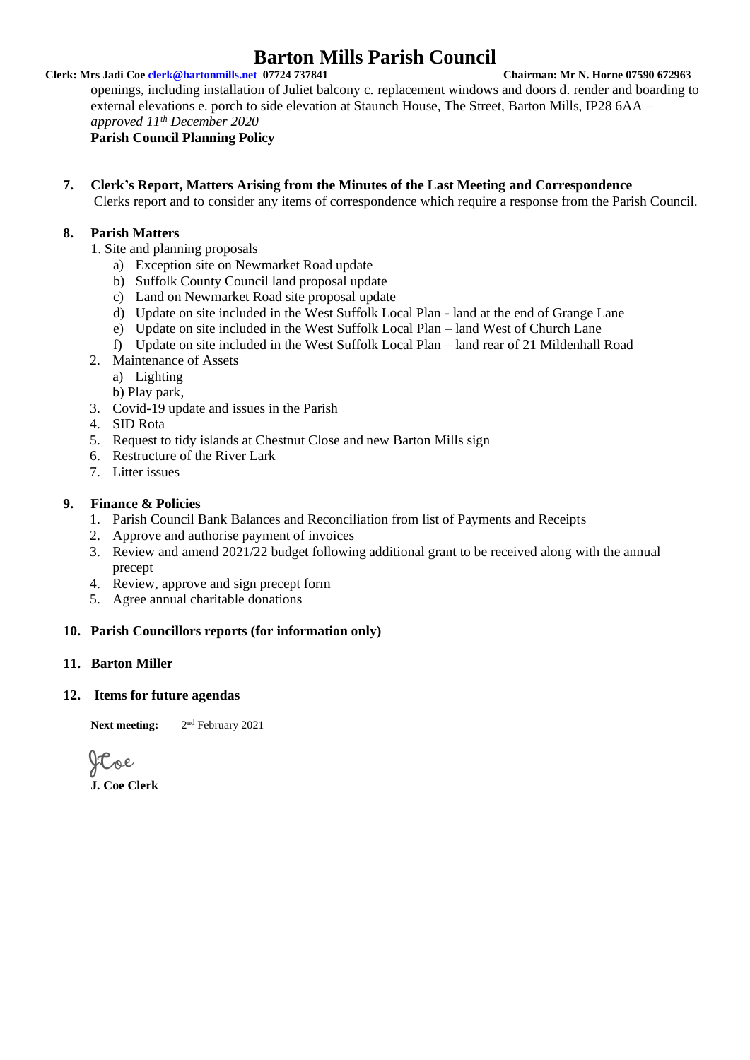openings, including installation of Juliet balcony c. replacement windows and doors d. render and boarding to external elevations e. porch to side elevation at Staunch House, The Street, Barton Mills, IP28 6AA – *approved 11th December 2020*

**Parish Council Planning Policy**

**7. Clerk's Report, Matters Arising from the Minutes of the Last Meeting and Correspondence**

Clerks report and to consider any items of correspondence which require a response from the Parish Council.

**8. Parish Matters**

1. Site and planning proposals
   a) Exception site on Newmarket Road update
   b) Suffolk County Council land proposal update
   c) Land on Newmarket Road site proposal update
   d) Update on site included in the West Suffolk Local Plan - land at the end of Grange Lane
   e) Update on site included in the West Suffolk Local Plan – land West of Church Lane
   f) Update on site included in the West Suffolk Local Plan – land rear of 21 Mildenhall Road
2. Maintenance of Assets
   a) Lighting
   b) Play park,
3. Covid-19 update and issues in the Parish
4. SID Rota
5. Request to tidy islands at Chestnut Close and new Barton Mills sign
6. Restructure of the River Lark
7. Litter issues

**9. Finance & Policies**

1. Parish Council Bank Balances and Reconciliation from list of Payments and Receipts
2. Approve and authorise payment of invoices
3. Review and amend 2021/22 budget following additional grant to be received along with the annual precept
4. Review, approve and sign precept form
5. Agree annual charitable donations

**10. Parish Councillors reports (for information only)**

**11. Barton Miller**

**12. Items for future agendas**

**Next meeting:** 2nd February 2021

JCoe

**J. Coe Clerk**